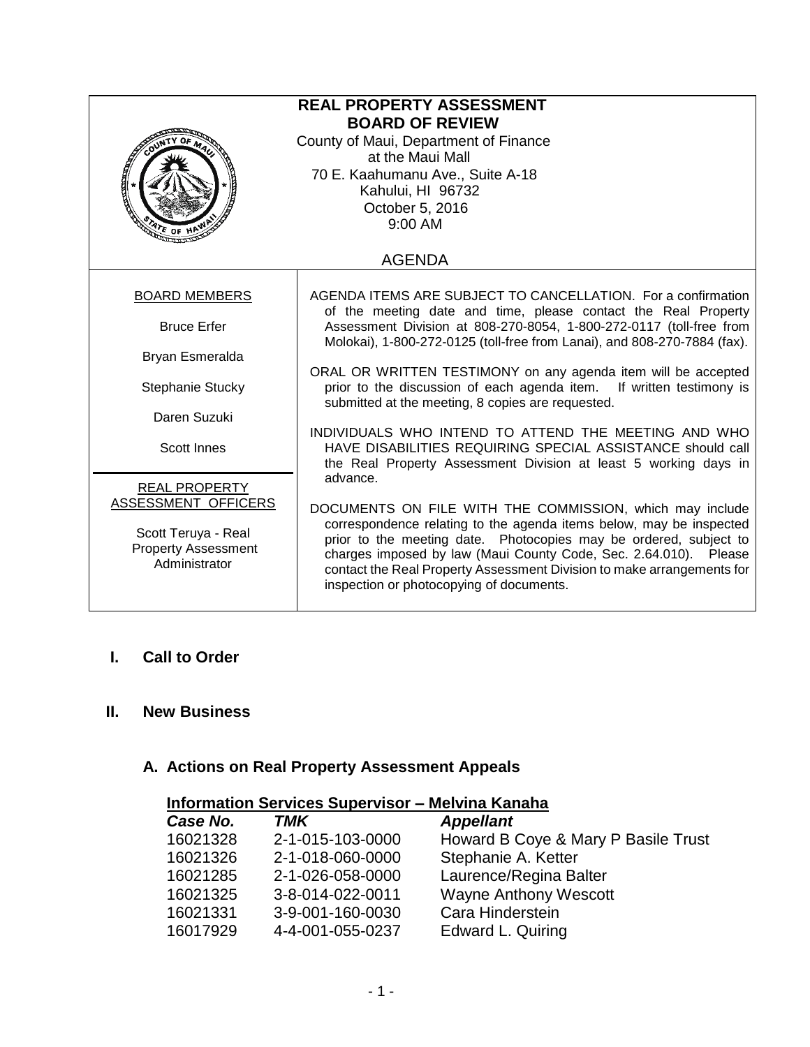# REAL PROPERTY ASSESSMENT BOARD OF REVIEW

County of Maui, Department of Finance
at the Maui Mall
70 E. Kaahumanu Ave., Suite A-18
Kahului, HI 96732
October 5, 2016
9:00 AM

## AGENDA

**BOARD MEMBERS**

Bruce Erfer

Bryan Esmeralda

Stephanie Stucky

Daren Suzuki

Scott Innes

**REAL PROPERTY ASSESSMENT OFFICERS**

Scott Teruya - Real Property Assessment Administrator

AGENDA ITEMS ARE SUBJECT TO CANCELLATION. For a confirmation of the meeting date and time, please contact the Real Property Assessment Division at 808-270-8054, 1-800-272-0117 (toll-free from Molokai), 1-800-272-0125 (toll-free from Lanai), and 808-270-7884 (fax).

ORAL OR WRITTEN TESTIMONY on any agenda item will be accepted prior to the discussion of each agenda item. If written testimony is submitted at the meeting, 8 copies are requested.

INDIVIDUALS WHO INTEND TO ATTEND THE MEETING AND WHO HAVE DISABILITIES REQUIRING SPECIAL ASSISTANCE should call the Real Property Assessment Division at least 5 working days in advance.

DOCUMENTS ON FILE WITH THE COMMISSION, which may include correspondence relating to the agenda items below, may be inspected prior to the meeting date. Photocopies may be ordered, subject to charges imposed by law (Maui County Code, Sec. 2.64.010). Please contact the Real Property Assessment Division to make arrangements for inspection or photocopying of documents.

## I. Call to Order

## II. New Business

### A. Actions on Real Property Assessment Appeals

**Information Services Supervisor – Melvina Kanaha**

| *Case No.* | *TMK* | *Appellant* |
|---|---|---|
| 16021328 | 2-1-015-103-0000 | Howard B Coye & Mary P Basile Trust |
| 16021326 | 2-1-018-060-0000 | Stephanie A. Ketter |
| 16021285 | 2-1-026-058-0000 | Laurence/Regina Balter |
| 16021325 | 3-8-014-022-0011 | Wayne Anthony Wescott |
| 16021331 | 3-9-001-160-0030 | Cara Hinderstein |
| 16017929 | 4-4-001-055-0237 | Edward L. Quiring |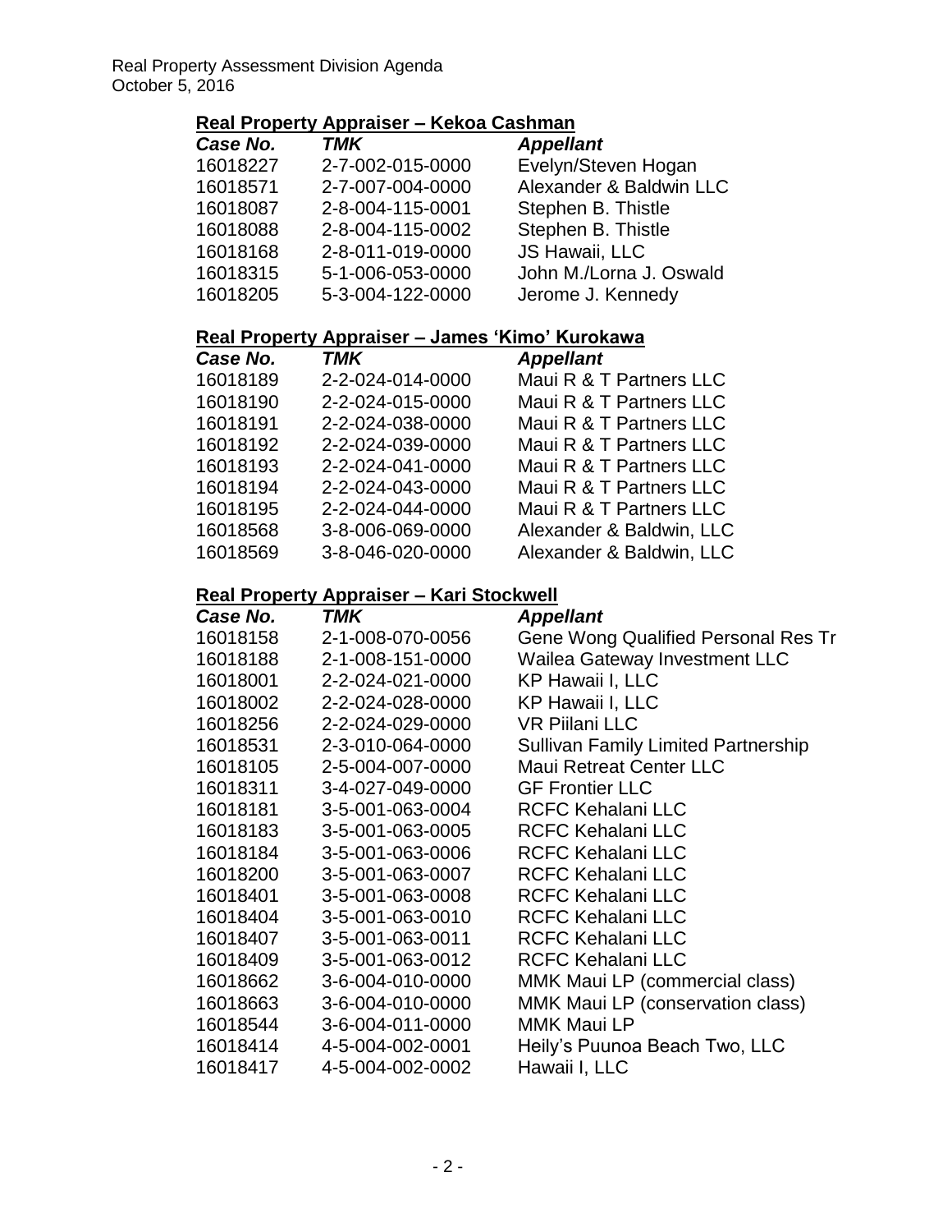## Real Property Appraiser – Kekoa Cashman

| *Case No.* | *TMK* | *Appellant* |
|---|---|---|
| 16018227 | 2-7-002-015-0000 | Evelyn/Steven Hogan |
| 16018571 | 2-7-007-004-0000 | Alexander & Baldwin LLC |
| 16018087 | 2-8-004-115-0001 | Stephen B. Thistle |
| 16018088 | 2-8-004-115-0002 | Stephen B. Thistle |
| 16018168 | 2-8-011-019-0000 | JS Hawaii, LLC |
| 16018315 | 5-1-006-053-0000 | John M./Lorna J. Oswald |
| 16018205 | 5-3-004-122-0000 | Jerome J. Kennedy |

## Real Property Appraiser – James 'Kimo' Kurokawa

| *Case No.* | *TMK* | *Appellant* |
|---|---|---|
| 16018189 | 2-2-024-014-0000 | Maui R & T Partners LLC |
| 16018190 | 2-2-024-015-0000 | Maui R & T Partners LLC |
| 16018191 | 2-2-024-038-0000 | Maui R & T Partners LLC |
| 16018192 | 2-2-024-039-0000 | Maui R & T Partners LLC |
| 16018193 | 2-2-024-041-0000 | Maui R & T Partners LLC |
| 16018194 | 2-2-024-043-0000 | Maui R & T Partners LLC |
| 16018195 | 2-2-024-044-0000 | Maui R & T Partners LLC |
| 16018568 | 3-8-006-069-0000 | Alexander & Baldwin, LLC |
| 16018569 | 3-8-046-020-0000 | Alexander & Baldwin, LLC |

## Real Property Appraiser – Kari Stockwell

| *Case No.* | *TMK* | *Appellant* |
|---|---|---|
| 16018158 | 2-1-008-070-0056 | Gene Wong Qualified Personal Res Tr |
| 16018188 | 2-1-008-151-0000 | Wailea Gateway Investment LLC |
| 16018001 | 2-2-024-021-0000 | KP Hawaii I, LLC |
| 16018002 | 2-2-024-028-0000 | KP Hawaii I, LLC |
| 16018256 | 2-2-024-029-0000 | VR Piilani LLC |
| 16018531 | 2-3-010-064-0000 | Sullivan Family Limited Partnership |
| 16018105 | 2-5-004-007-0000 | Maui Retreat Center LLC |
| 16018311 | 3-4-027-049-0000 | GF Frontier LLC |
| 16018181 | 3-5-001-063-0004 | RCFC Kehalani LLC |
| 16018183 | 3-5-001-063-0005 | RCFC Kehalani LLC |
| 16018184 | 3-5-001-063-0006 | RCFC Kehalani LLC |
| 16018200 | 3-5-001-063-0007 | RCFC Kehalani LLC |
| 16018401 | 3-5-001-063-0008 | RCFC Kehalani LLC |
| 16018404 | 3-5-001-063-0010 | RCFC Kehalani LLC |
| 16018407 | 3-5-001-063-0011 | RCFC Kehalani LLC |
| 16018409 | 3-5-001-063-0012 | RCFC Kehalani LLC |
| 16018662 | 3-6-004-010-0000 | MMK Maui LP (commercial class) |
| 16018663 | 3-6-004-010-0000 | MMK Maui LP (conservation class) |
| 16018544 | 3-6-004-011-0000 | MMK Maui LP |
| 16018414 | 4-5-004-002-0001 | Heily's Puunoa Beach Two, LLC |
| 16018417 | 4-5-004-002-0002 | Hawaii I, LLC |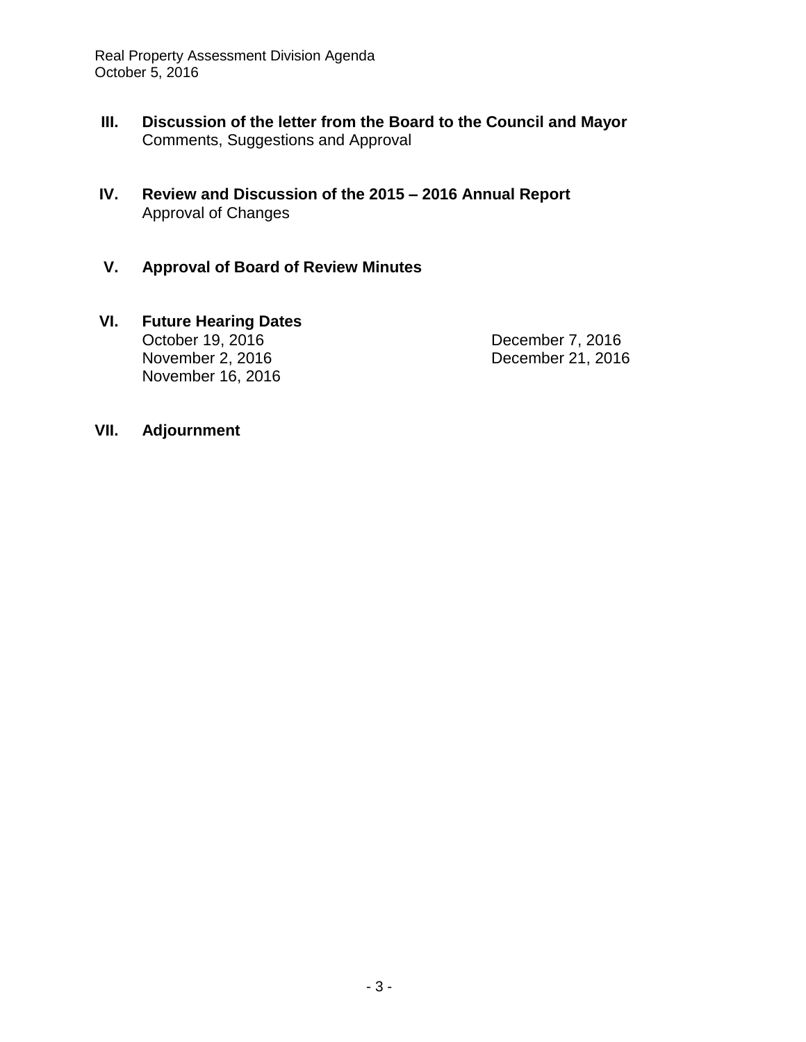**III. Discussion of the letter from the Board to the Council and Mayor**
Comments, Suggestions and Approval

**IV. Review and Discussion of the 2015 – 2016 Annual Report**
Approval of Changes

**V. Approval of Board of Review Minutes**

**VI. Future Hearing Dates**

October 19, 2016
November 2, 2016
November 16, 2016
December 7, 2016
December 21, 2016

**VII. Adjournment**